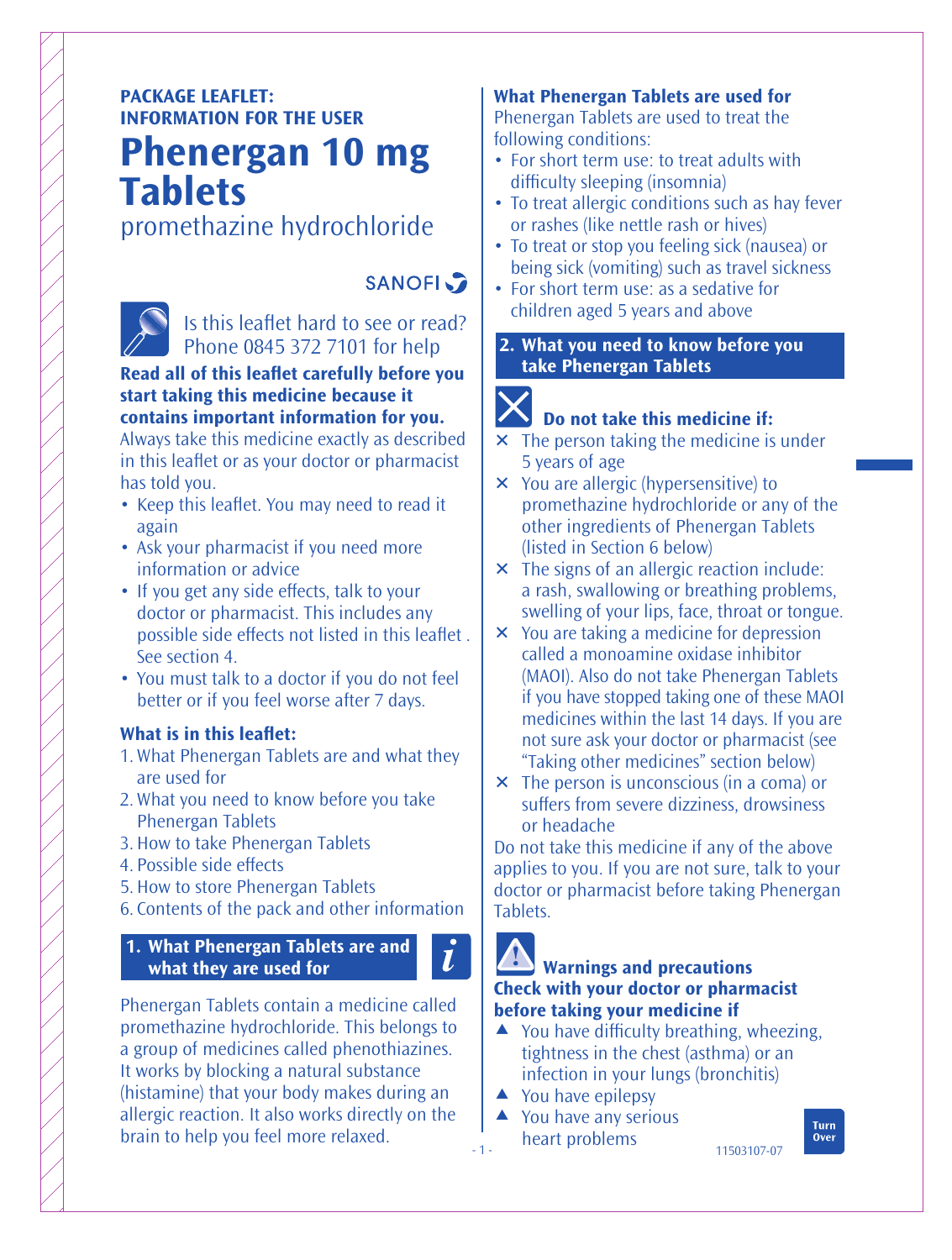**PACKAGE LEAFLET:**
**INFORMATION FOR THE USER**

# Phenergan 10 mg Tablets

promethazine hydrochloride

SANOFI

Is this leaflet hard to see or read? Phone 0845 372 7101 for help

**Read all of this leaflet carefully before you start taking this medicine because it contains important information for you.**

Always take this medicine exactly as described in this leaflet or as your doctor or pharmacist has told you.

- Keep this leaflet. You may need to read it again
- Ask your pharmacist if you need more information or advice
- If you get any side effects, talk to your doctor or pharmacist. This includes any possible side effects not listed in this leaflet . See section 4.
- You must talk to a doctor if you do not feel better or if you feel worse after 7 days.

**What is in this leaflet:**

1. What Phenergan Tablets are and what they are used for
2. What you need to know before you take Phenergan Tablets
3. How to take Phenergan Tablets
4. Possible side effects
5. How to store Phenergan Tablets
6. Contents of the pack and other information

## 1. What Phenergan Tablets are and what they are used for

Phenergan Tablets contain a medicine called promethazine hydrochloride. This belongs to a group of medicines called phenothiazines. It works by blocking a natural substance (histamine) that your body makes during an allergic reaction. It also works directly on the brain to help you feel more relaxed.

**What Phenergan Tablets are used for**

Phenergan Tablets are used to treat the following conditions:

- For short term use: to treat adults with difficulty sleeping (insomnia)
- To treat allergic conditions such as hay fever or rashes (like nettle rash or hives)
- To treat or stop you feeling sick (nausea) or being sick (vomiting) such as travel sickness
- For short term use: as a sedative for children aged 5 years and above

## 2. What you need to know before you take Phenergan Tablets

### Do not take this medicine if:

- ✕ The person taking the medicine is under 5 years of age
- ✕ You are allergic (hypersensitive) to promethazine hydrochloride or any of the other ingredients of Phenergan Tablets (listed in Section 6 below)
- ✕ The signs of an allergic reaction include: a rash, swallowing or breathing problems, swelling of your lips, face, throat or tongue.
- ✕ You are taking a medicine for depression called a monoamine oxidase inhibitor (MAOI). Also do not take Phenergan Tablets if you have stopped taking one of these MAOI medicines within the last 14 days. If you are not sure ask your doctor or pharmacist (see "Taking other medicines" section below)
- ✕ The person is unconscious (in a coma) or suffers from severe dizziness, drowsiness or headache

Do not take this medicine if any of the above applies to you. If you are not sure, talk to your doctor or pharmacist before taking Phenergan Tablets.

### Warnings and precautions

**Check with your doctor or pharmacist before taking your medicine if**

- ▲ You have difficulty breathing, wheezing, tightness in the chest (asthma) or an infection in your lungs (bronchitis)
- ▲ You have epilepsy
- ▲ You have any serious heart problems

11503107-07

Turn Over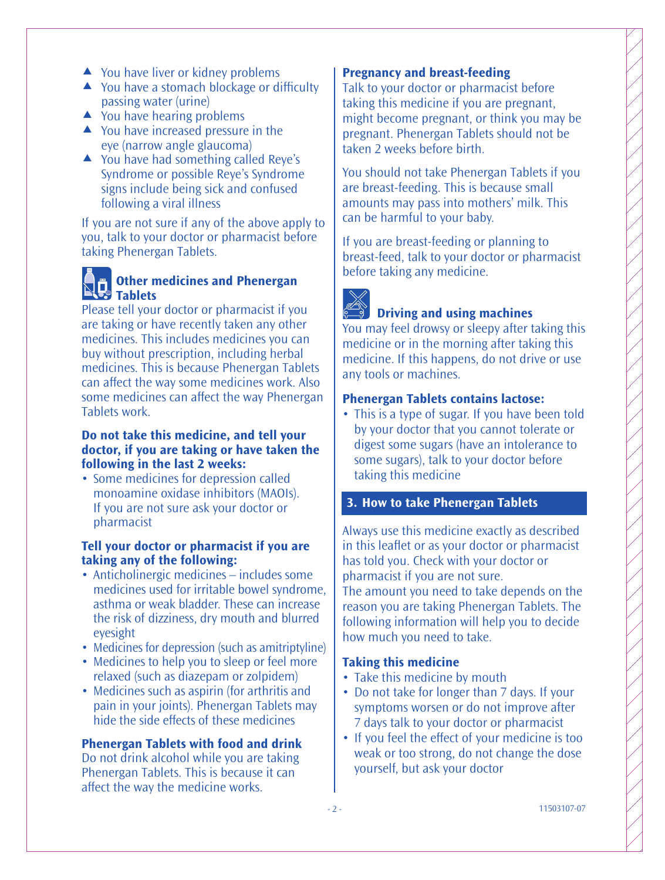- ▲ You have liver or kidney problems
- ▲ You have a stomach blockage or difficulty passing water (urine)
- ▲ You have hearing problems
- ▲ You have increased pressure in the eye (narrow angle glaucoma)
- ▲ You have had something called Reye's Syndrome or possible Reye's Syndrome signs include being sick and confused following a viral illness

If you are not sure if any of the above apply to you, talk to your doctor or pharmacist before taking Phenergan Tablets.

### Other medicines and Phenergan Tablets

Please tell your doctor or pharmacist if you are taking or have recently taken any other medicines. This includes medicines you can buy without prescription, including herbal medicines. This is because Phenergan Tablets can affect the way some medicines work. Also some medicines can affect the way Phenergan Tablets work.

**Do not take this medicine, and tell your doctor, if you are taking or have taken the following in the last 2 weeks:**

- Some medicines for depression called monoamine oxidase inhibitors (MAOIs). If you are not sure ask your doctor or pharmacist

**Tell your doctor or pharmacist if you are taking any of the following:**

- Anticholinergic medicines – includes some medicines used for irritable bowel syndrome, asthma or weak bladder. These can increase the risk of dizziness, dry mouth and blurred eyesight
- Medicines for depression (such as amitriptyline)
- Medicines to help you to sleep or feel more relaxed (such as diazepam or zolpidem)
- Medicines such as aspirin (for arthritis and pain in your joints). Phenergan Tablets may hide the side effects of these medicines

### Phenergan Tablets with food and drink

Do not drink alcohol while you are taking Phenergan Tablets. This is because it can affect the way the medicine works.

### Pregnancy and breast-feeding

Talk to your doctor or pharmacist before taking this medicine if you are pregnant, might become pregnant, or think you may be pregnant. Phenergan Tablets should not be taken 2 weeks before birth.

You should not take Phenergan Tablets if you are breast-feeding. This is because small amounts may pass into mothers' milk. This can be harmful to your baby.

If you are breast-feeding or planning to breast-feed, talk to your doctor or pharmacist before taking any medicine.

### Driving and using machines

You may feel drowsy or sleepy after taking this medicine or in the morning after taking this medicine. If this happens, do not drive or use any tools or machines.

### Phenergan Tablets contains lactose:

- This is a type of sugar. If you have been told by your doctor that you cannot tolerate or digest some sugars (have an intolerance to some sugars), talk to your doctor before taking this medicine

## 3. How to take Phenergan Tablets

Always use this medicine exactly as described in this leaflet or as your doctor or pharmacist has told you. Check with your doctor or pharmacist if you are not sure.
The amount you need to take depends on the reason you are taking Phenergan Tablets. The following information will help you to decide how much you need to take.

### Taking this medicine

- Take this medicine by mouth
- Do not take for longer than 7 days. If your symptoms worsen or do not improve after 7 days talk to your doctor or pharmacist
- If you feel the effect of your medicine is too weak or too strong, do not change the dose yourself, but ask your doctor

11503107-07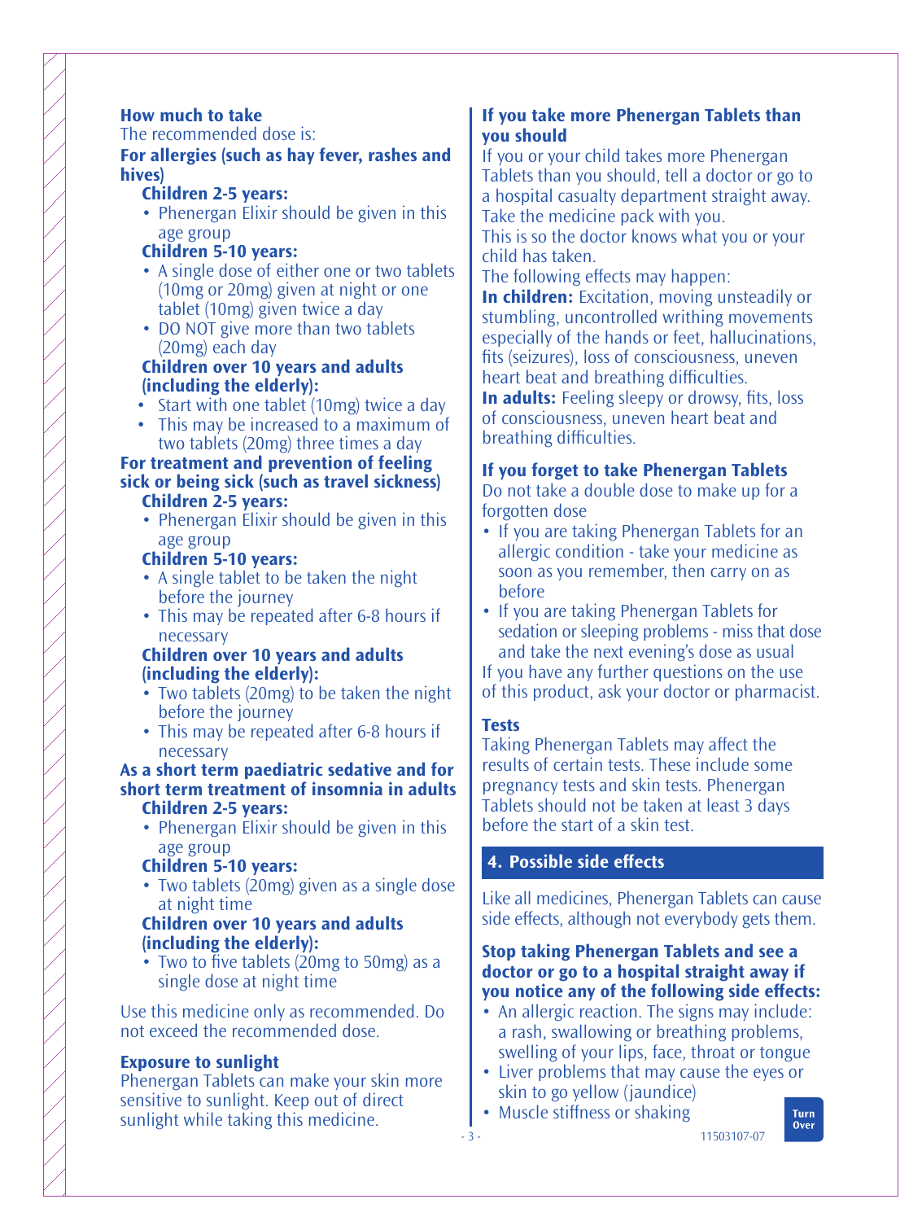**How much to take**

The recommended dose is:

**For allergies (such as hay fever, rashes and hives)**

**Children 2-5 years:**

- Phenergan Elixir should be given in this age group

**Children 5-10 years:**

- A single dose of either one or two tablets (10mg or 20mg) given at night or one tablet (10mg) given twice a day
- DO NOT give more than two tablets (20mg) each day

**Children over 10 years and adults (including the elderly):**

- Start with one tablet (10mg) twice a day
- This may be increased to a maximum of two tablets (20mg) three times a day

**For treatment and prevention of feeling sick or being sick (such as travel sickness)**

**Children 2-5 years:**

- Phenergan Elixir should be given in this age group

**Children 5-10 years:**

- A single tablet to be taken the night before the journey
- This may be repeated after 6-8 hours if necessary

**Children over 10 years and adults (including the elderly):**

- Two tablets (20mg) to be taken the night before the journey
- This may be repeated after 6-8 hours if necessary

**As a short term paediatric sedative and for short term treatment of insomnia in adults**

**Children 2-5 years:**

- Phenergan Elixir should be given in this age group

**Children 5-10 years:**

- Two tablets (20mg) given as a single dose at night time

**Children over 10 years and adults (including the elderly):**

- Two to five tablets (20mg to 50mg) as a single dose at night time

Use this medicine only as recommended. Do not exceed the recommended dose.

**Exposure to sunlight**

Phenergan Tablets can make your skin more sensitive to sunlight. Keep out of direct sunlight while taking this medicine.

**If you take more Phenergan Tablets than you should**

If you or your child takes more Phenergan Tablets than you should, tell a doctor or go to a hospital casualty department straight away. Take the medicine pack with you.
This is so the doctor knows what you or your child has taken.
The following effects may happen:
**In children:** Excitation, moving unsteadily or stumbling, uncontrolled writhing movements especially of the hands or feet, hallucinations, fits (seizures), loss of consciousness, uneven heart beat and breathing difficulties.
**In adults:** Feeling sleepy or drowsy, fits, loss of consciousness, uneven heart beat and breathing difficulties.

**If you forget to take Phenergan Tablets**

Do not take a double dose to make up for a forgotten dose

- If you are taking Phenergan Tablets for an allergic condition - take your medicine as soon as you remember, then carry on as before
- If you are taking Phenergan Tablets for sedation or sleeping problems - miss that dose and take the next evening's dose as usual

If you have any further questions on the use of this product, ask your doctor or pharmacist.

**Tests**

Taking Phenergan Tablets may affect the results of certain tests. These include some pregnancy tests and skin tests. Phenergan Tablets should not be taken at least 3 days before the start of a skin test.

## 4. Possible side effects

Like all medicines, Phenergan Tablets can cause side effects, although not everybody gets them.

**Stop taking Phenergan Tablets and see a doctor or go to a hospital straight away if you notice any of the following side effects:**

- An allergic reaction. The signs may include: a rash, swallowing or breathing problems, swelling of your lips, face, throat or tongue
- Liver problems that may cause the eyes or skin to go yellow (jaundice)
- Muscle stiffness or shaking

Turn Over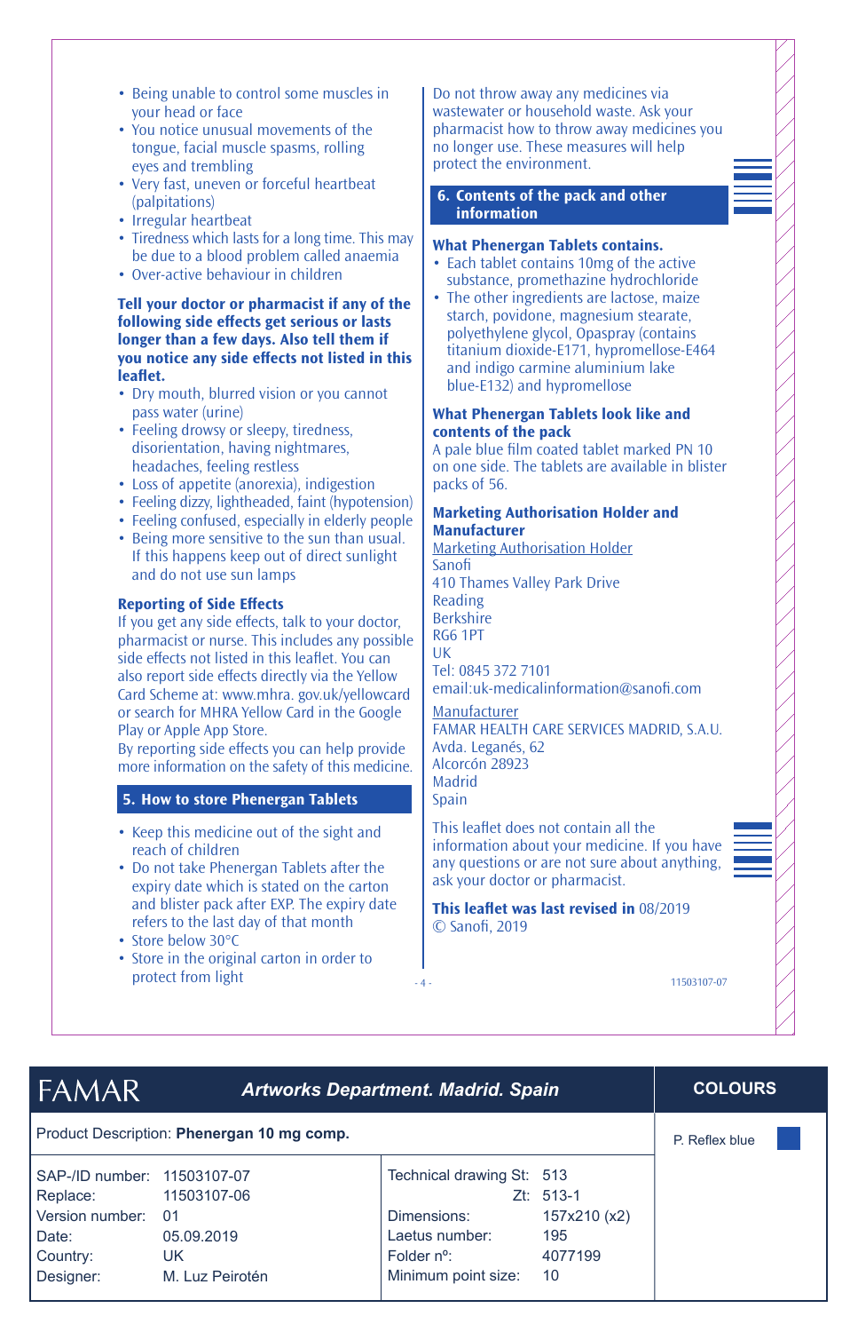- Being unable to control some muscles in your head or face
- You notice unusual movements of the tongue, facial muscle spasms, rolling eyes and trembling
- Very fast, uneven or forceful heartbeat (palpitations)
- Irregular heartbeat
- Tiredness which lasts for a long time. This may be due to a blood problem called anaemia
- Over-active behaviour in children

**Tell your doctor or pharmacist if any of the following side effects get serious or lasts longer than a few days. Also tell them if you notice any side effects not listed in this leaflet.**

- Dry mouth, blurred vision or you cannot pass water (urine)
- Feeling drowsy or sleepy, tiredness, disorientation, having nightmares, headaches, feeling restless
- Loss of appetite (anorexia), indigestion
- Feeling dizzy, lightheaded, faint (hypotension)
- Feeling confused, especially in elderly people
- Being more sensitive to the sun than usual. If this happens keep out of direct sunlight and do not use sun lamps

### Reporting of Side Effects

If you get any side effects, talk to your doctor, pharmacist or nurse. This includes any possible side effects not listed in this leaflet. You can also report side effects directly via the Yellow Card Scheme at: www.mhra. gov.uk/yellowcard or search for MHRA Yellow Card in the Google Play or Apple App Store.

By reporting side effects you can help provide more information on the safety of this medicine.

## 5. How to store Phenergan Tablets

- Keep this medicine out of the sight and reach of children
- Do not take Phenergan Tablets after the expiry date which is stated on the carton and blister pack after EXP. The expiry date refers to the last day of that month
- Store below 30°C
- Store in the original carton in order to protect from light

Do not throw away any medicines via wastewater or household waste. Ask your pharmacist how to throw away medicines you no longer use. These measures will help protect the environment.

## 6. Contents of the pack and other information

### What Phenergan Tablets contains.

- Each tablet contains 10mg of the active substance, promethazine hydrochloride
- The other ingredients are lactose, maize starch, povidone, magnesium stearate, polyethylene glycol, Opaspray (contains titanium dioxide-E171, hypromellose-E464 and indigo carmine aluminium lake blue-E132) and hypromellose

### What Phenergan Tablets look like and contents of the pack

A pale blue film coated tablet marked PN 10 on one side. The tablets are available in blister packs of 56.

### Marketing Authorisation Holder and Manufacturer

Marketing Authorisation Holder

Sanofi
410 Thames Valley Park Drive
Reading
Berkshire
RG6 1PT
UK
Tel: 0845 372 7101
email:uk-medicalinformation@sanofi.com

Manufacturer

FAMAR HEALTH CARE SERVICES MADRID, S.A.U.
Avda. Leganés, 62
Alcorcón 28923
Madrid
Spain

This leaflet does not contain all the information about your medicine. If you have any questions or are not sure about anything, ask your doctor or pharmacist.

**This leaflet was last revised in** 08/2019
© Sanofi, 2019

11503107-07

FAMAR **Artworks Department. Madrid. Spain**

Product Description: **Phenergan 10 mg comp.**

| | | | |
|---|---|---|---|
| SAP-/ID number: | 11503107-07 | Technical drawing St: | 513 |
| Replace: | 11503107-06 | Zt: | 513-1 |
| Version number: | 01 | Dimensions: | 157x210 (x2) |
| Date: | 05.09.2019 | Laetus number: | 195 |
| Country: | UK | Folder nº: | 4077199 |
| Designer: | M. Luz Peirotén | Minimum point size: | 10 |

**COLOURS**

P. Reflex blue